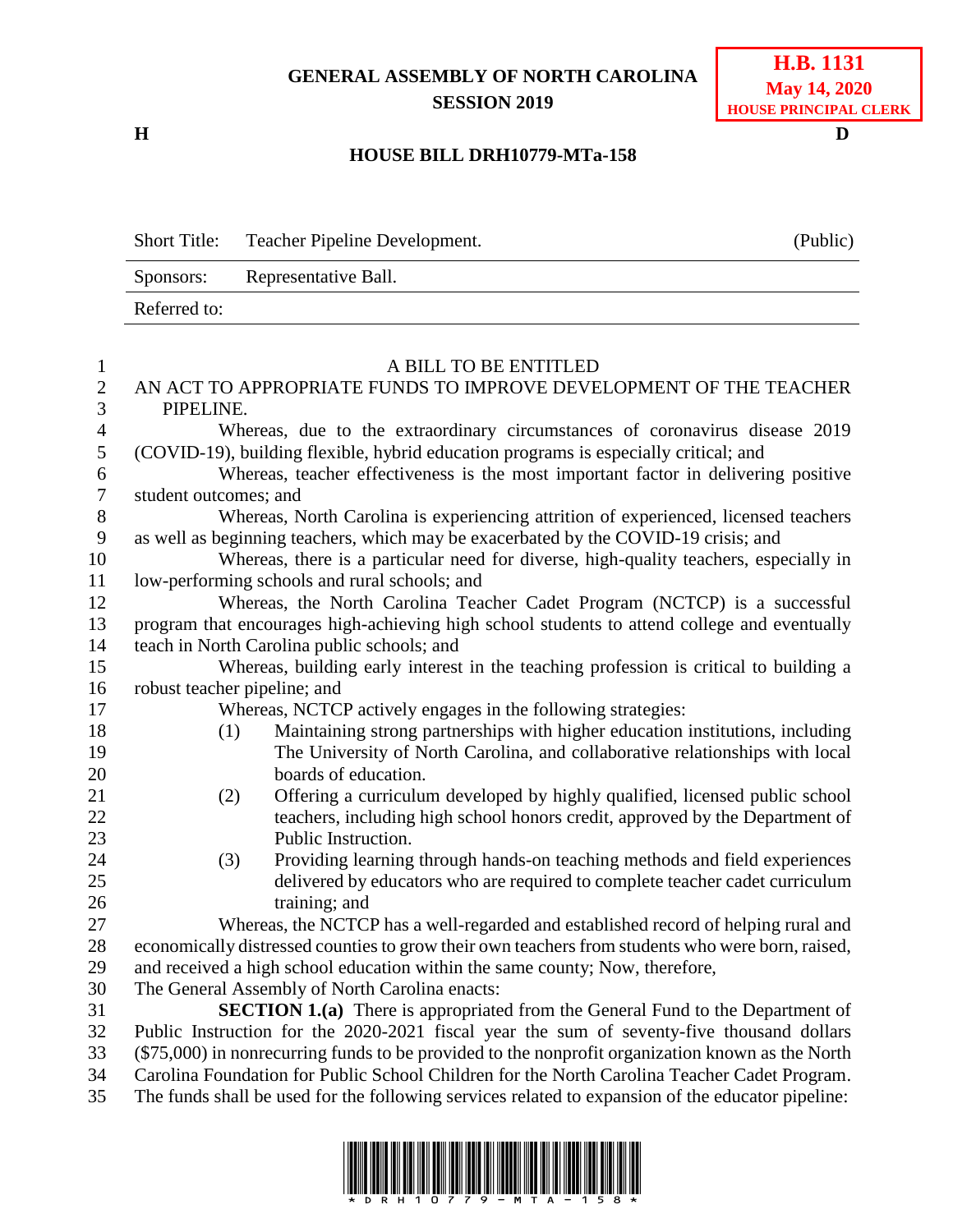GENERAL ASSEMBLY OF NORTH CAROLINA
SESSION 2019

**H.B. 1131**
**May 14, 2020**
**HOUSE PRINCIPAL CLERK**

H D

**HOUSE BILL DRH10779-MTa-158**

| | | |
|---|---|---|
| Short Title: | Teacher Pipeline Development. | (Public) |
| Sponsors: | Representative Ball. | |
| Referred to: | | |

A BILL TO BE ENTITLED

AN ACT TO APPROPRIATE FUNDS TO IMPROVE DEVELOPMENT OF THE TEACHER PIPELINE.

Whereas, due to the extraordinary circumstances of coronavirus disease 2019 (COVID-19), building flexible, hybrid education programs is especially critical; and

Whereas, teacher effectiveness is the most important factor in delivering positive student outcomes; and

Whereas, North Carolina is experiencing attrition of experienced, licensed teachers as well as beginning teachers, which may be exacerbated by the COVID-19 crisis; and

Whereas, there is a particular need for diverse, high-quality teachers, especially in low-performing schools and rural schools; and

Whereas, the North Carolina Teacher Cadet Program (NCTCP) is a successful program that encourages high-achieving high school students to attend college and eventually teach in North Carolina public schools; and

Whereas, building early interest in the teaching profession is critical to building a robust teacher pipeline; and

Whereas, NCTCP actively engages in the following strategies:

(1) Maintaining strong partnerships with higher education institutions, including The University of North Carolina, and collaborative relationships with local boards of education.

(2) Offering a curriculum developed by highly qualified, licensed public school teachers, including high school honors credit, approved by the Department of Public Instruction.

(3) Providing learning through hands-on teaching methods and field experiences delivered by educators who are required to complete teacher cadet curriculum training; and

Whereas, the NCTCP has a well-regarded and established record of helping rural and economically distressed counties to grow their own teachers from students who were born, raised, and received a high school education within the same county; Now, therefore,

The General Assembly of North Carolina enacts:

**SECTION 1.(a)** There is appropriated from the General Fund to the Department of Public Instruction for the 2020-2021 fiscal year the sum of seventy-five thousand dollars ($75,000) in nonrecurring funds to be provided to the nonprofit organization known as the North Carolina Foundation for Public School Children for the North Carolina Teacher Cadet Program. The funds shall be used for the following services related to expansion of the educator pipeline: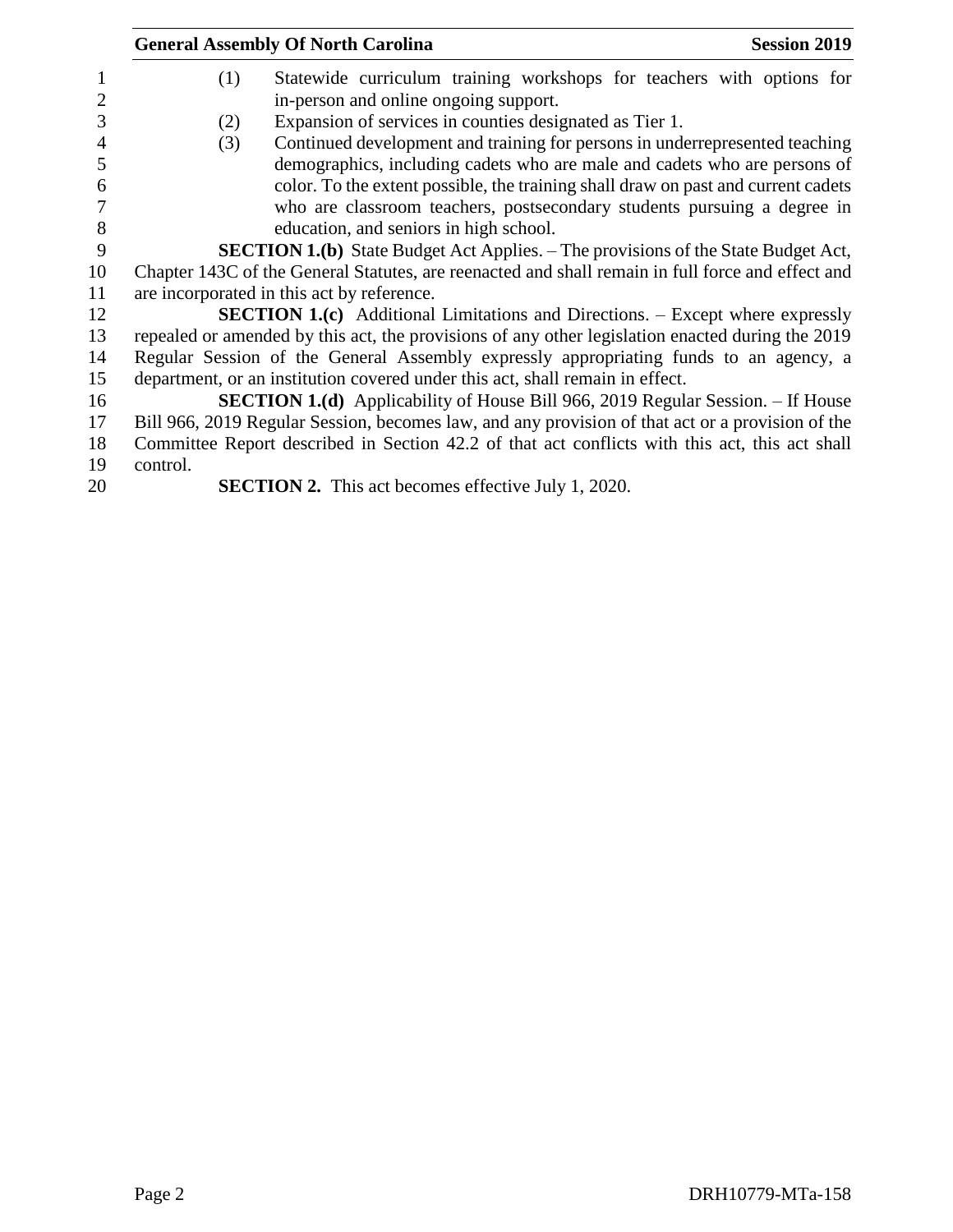(1) Statewide curriculum training workshops for teachers with options for in-person and online ongoing support.

(2) Expansion of services in counties designated as Tier 1.

(3) Continued development and training for persons in underrepresented teaching demographics, including cadets who are male and cadets who are persons of color. To the extent possible, the training shall draw on past and current cadets who are classroom teachers, postsecondary students pursuing a degree in education, and seniors in high school.

**SECTION 1.(b)** State Budget Act Applies. – The provisions of the State Budget Act, Chapter 143C of the General Statutes, are reenacted and shall remain in full force and effect and are incorporated in this act by reference.

**SECTION 1.(c)** Additional Limitations and Directions. – Except where expressly repealed or amended by this act, the provisions of any other legislation enacted during the 2019 Regular Session of the General Assembly expressly appropriating funds to an agency, a department, or an institution covered under this act, shall remain in effect.

**SECTION 1.(d)** Applicability of House Bill 966, 2019 Regular Session. – If House Bill 966, 2019 Regular Session, becomes law, and any provision of that act or a provision of the Committee Report described in Section 42.2 of that act conflicts with this act, this act shall control.

**SECTION 2.** This act becomes effective July 1, 2020.